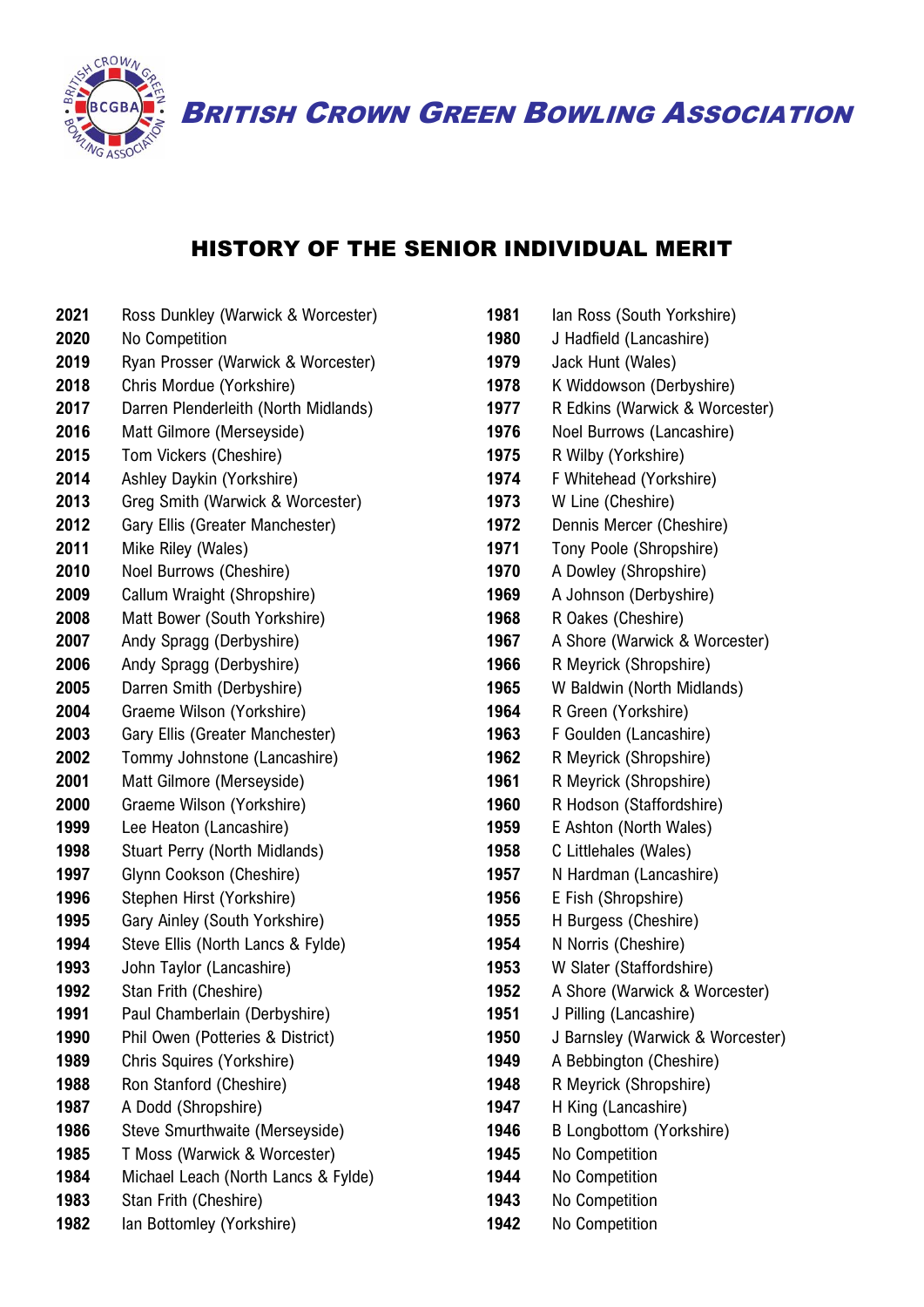# BRITISH CROWN GREEN BOWLING ASSOCIATION

## HISTORY OF THE SENIOR INDIVIDUAL MERIT

| Year | Winner |
|---|---|
| 2021 | Ross Dunkley (Warwick & Worcester) |
| 2020 | No Competition |
| 2019 | Ryan Prosser (Warwick & Worcester) |
| 2018 | Chris Mordue (Yorkshire) |
| 2017 | Darren Plenderleith (North Midlands) |
| 2016 | Matt Gilmore (Merseyside) |
| 2015 | Tom Vickers (Cheshire) |
| 2014 | Ashley Daykin (Yorkshire) |
| 2013 | Greg Smith (Warwick & Worcester) |
| 2012 | Gary Ellis (Greater Manchester) |
| 2011 | Mike Riley (Wales) |
| 2010 | Noel Burrows (Cheshire) |
| 2009 | Callum Wraight (Shropshire) |
| 2008 | Matt Bower (South Yorkshire) |
| 2007 | Andy Spragg (Derbyshire) |
| 2006 | Andy Spragg (Derbyshire) |
| 2005 | Darren Smith (Derbyshire) |
| 2004 | Graeme Wilson (Yorkshire) |
| 2003 | Gary Ellis (Greater Manchester) |
| 2002 | Tommy Johnstone (Lancashire) |
| 2001 | Matt Gilmore (Merseyside) |
| 2000 | Graeme Wilson (Yorkshire) |
| 1999 | Lee Heaton (Lancashire) |
| 1998 | Stuart Perry (North Midlands) |
| 1997 | Glynn Cookson (Cheshire) |
| 1996 | Stephen Hirst (Yorkshire) |
| 1995 | Gary Ainley (South Yorkshire) |
| 1994 | Steve Ellis (North Lancs & Fylde) |
| 1993 | John Taylor (Lancashire) |
| 1992 | Stan Frith (Cheshire) |
| 1991 | Paul Chamberlain (Derbyshire) |
| 1990 | Phil Owen (Potteries & District) |
| 1989 | Chris Squires (Yorkshire) |
| 1988 | Ron Stanford (Cheshire) |
| 1987 | A Dodd (Shropshire) |
| 1986 | Steve Smurthwaite (Merseyside) |
| 1985 | T Moss (Warwick & Worcester) |
| 1984 | Michael Leach (North Lancs & Fylde) |
| 1983 | Stan Frith (Cheshire) |
| 1982 | Ian Bottomley (Yorkshire) |
| 1981 | Ian Ross (South Yorkshire) |
| 1980 | J Hadfield (Lancashire) |
| 1979 | Jack Hunt (Wales) |
| 1978 | K Widdowson (Derbyshire) |
| 1977 | R Edkins (Warwick & Worcester) |
| 1976 | Noel Burrows (Lancashire) |
| 1975 | R Wilby (Yorkshire) |
| 1974 | F Whitehead (Yorkshire) |
| 1973 | W Line (Cheshire) |
| 1972 | Dennis Mercer (Cheshire) |
| 1971 | Tony Poole (Shropshire) |
| 1970 | A Dowley (Shropshire) |
| 1969 | A Johnson (Derbyshire) |
| 1968 | R Oakes (Cheshire) |
| 1967 | A Shore (Warwick & Worcester) |
| 1966 | R Meyrick (Shropshire) |
| 1965 | W Baldwin (North Midlands) |
| 1964 | R Green (Yorkshire) |
| 1963 | F Goulden (Lancashire) |
| 1962 | R Meyrick (Shropshire) |
| 1961 | R Meyrick (Shropshire) |
| 1960 | R Hodson (Staffordshire) |
| 1959 | E Ashton (North Wales) |
| 1958 | C Littlehales (Wales) |
| 1957 | N Hardman (Lancashire) |
| 1956 | E Fish (Shropshire) |
| 1955 | H Burgess (Cheshire) |
| 1954 | N Norris (Cheshire) |
| 1953 | W Slater (Staffordshire) |
| 1952 | A Shore (Warwick & Worcester) |
| 1951 | J Pilling (Lancashire) |
| 1950 | J Barnsley (Warwick & Worcester) |
| 1949 | A Bebbington (Cheshire) |
| 1948 | R Meyrick (Shropshire) |
| 1947 | H King (Lancashire) |
| 1946 | B Longbottom (Yorkshire) |
| 1945 | No Competition |
| 1944 | No Competition |
| 1943 | No Competition |
| 1942 | No Competition |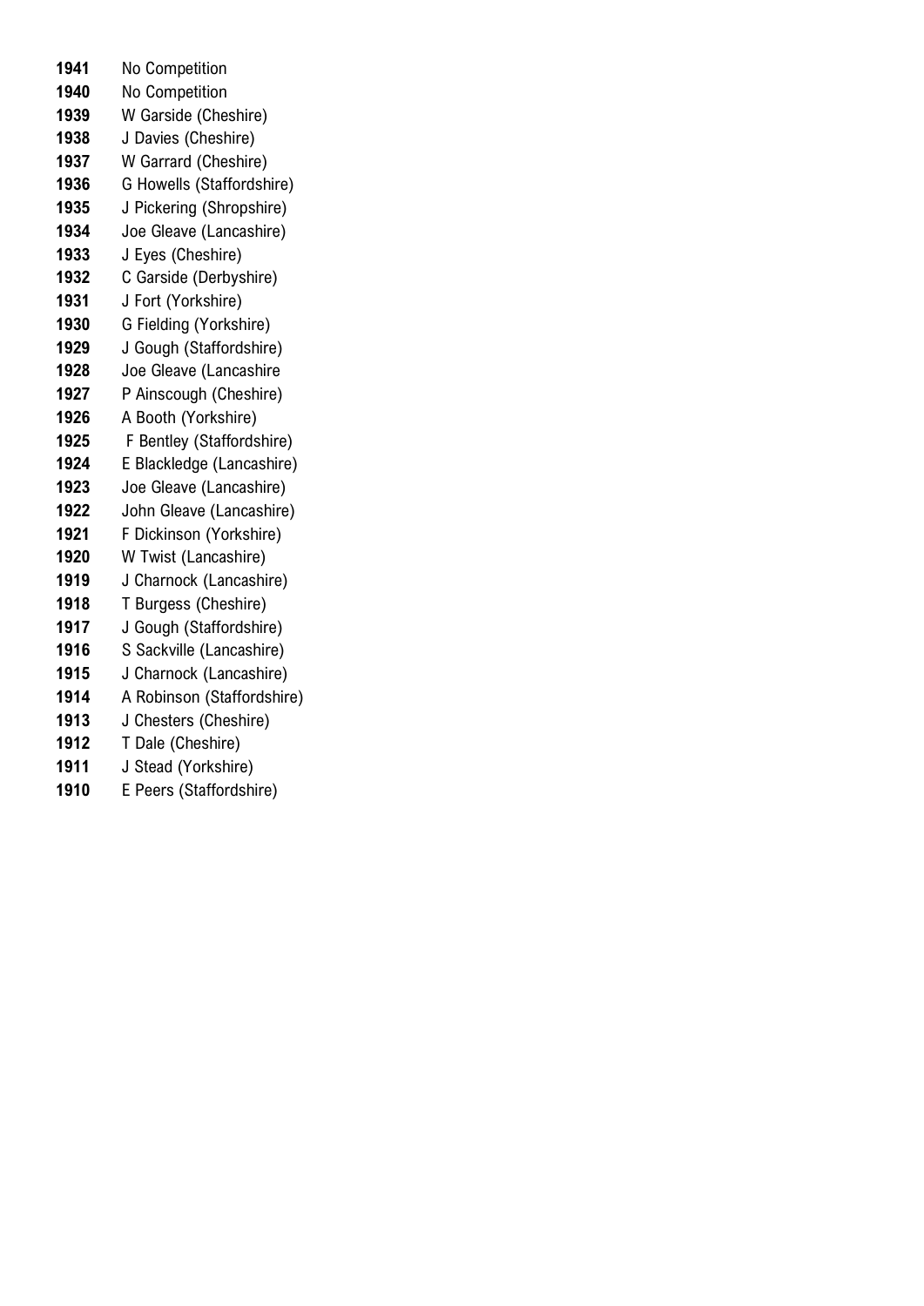| | |
|---|---|
| **1941** | No Competition |
| **1940** | No Competition |
| **1939** | W Garside (Cheshire) |
| **1938** | J Davies (Cheshire) |
| **1937** | W Garrard (Cheshire) |
| **1936** | G Howells (Staffordshire) |
| **1935** | J Pickering (Shropshire) |
| **1934** | Joe Gleave (Lancashire) |
| **1933** | J Eyes (Cheshire) |
| **1932** | C Garside (Derbyshire) |
| **1931** | J Fort (Yorkshire) |
| **1930** | G Fielding (Yorkshire) |
| **1929** | J Gough (Staffordshire) |
| **1928** | Joe Gleave (Lancashire |
| **1927** | P Ainscough (Cheshire) |
| **1926** | A Booth (Yorkshire) |
| **1925** | F Bentley (Staffordshire) |
| **1924** | E Blackledge (Lancashire) |
| **1923** | Joe Gleave (Lancashire) |
| **1922** | John Gleave (Lancashire) |
| **1921** | F Dickinson (Yorkshire) |
| **1920** | W Twist (Lancashire) |
| **1919** | J Charnock (Lancashire) |
| **1918** | T Burgess (Cheshire) |
| **1917** | J Gough (Staffordshire) |
| **1916** | S Sackville (Lancashire) |
| **1915** | J Charnock (Lancashire) |
| **1914** | A Robinson (Staffordshire) |
| **1913** | J Chesters (Cheshire) |
| **1912** | T Dale (Cheshire) |
| **1911** | J Stead (Yorkshire) |
| **1910** | E Peers (Staffordshire) |